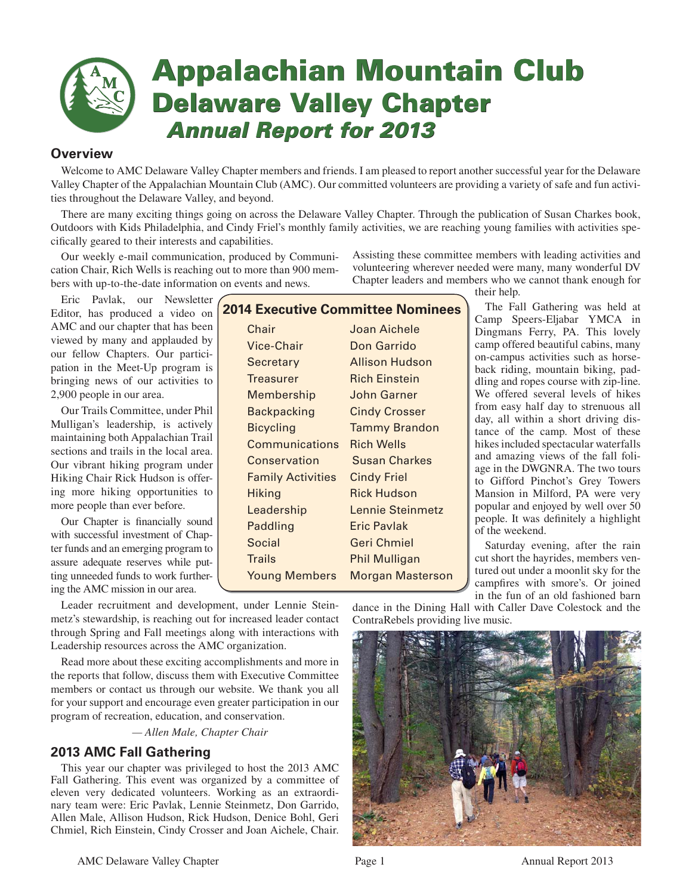# Appalachian Mountain Club
## Delaware Valley Chapter
### *Annual Report for 2013*

## Overview

Welcome to AMC Delaware Valley Chapter members and friends. I am pleased to report another successful year for the Delaware Valley Chapter of the Appalachian Mountain Club (AMC). Our committed volunteers are providing a variety of safe and fun activities throughout the Delaware Valley, and beyond.

There are many exciting things going on across the Delaware Valley Chapter. Through the publication of Susan Charkes book, Outdoors with Kids Philadelphia, and Cindy Friel's monthly family activities, we are reaching young families with activities specifically geared to their interests and capabilities.

Our weekly e-mail communication, produced by Communication Chair, Rich Wells is reaching out to more than 900 members with up-to-the-date information on events and news.

Eric Pavlak, our Newsletter Editor, has produced a video on AMC and our chapter that has been viewed by many and applauded by our fellow Chapters. Our participation in the Meet-Up program is bringing news of our activities to 2,900 people in our area.

Our Trails Committee, under Phil Mulligan's leadership, is actively maintaining both Appalachian Trail sections and trails in the local area. Our vibrant hiking program under Hiking Chair Rick Hudson is offering more hiking opportunities to more people than ever before.

Our Chapter is financially sound with successful investment of Chapter funds and an emerging program to assure adequate reserves while putting unneeded funds to work furthering the AMC mission in our area.

Leader recruitment and development, under Lennie Steinmetz's stewardship, is reaching out for increased leader contact through Spring and Fall meetings along with interactions with Leadership resources across the AMC organization.

Read more about these exciting accomplishments and more in the reports that follow, discuss them with Executive Committee members or contact us through our website. We thank you all for your support and encourage even greater participation in our program of recreation, education, and conservation.

*— Allen Male, Chapter Chair*

### 2014 Executive Committee Nominees

| Position | Nominee |
|---|---|
| Chair | Joan Aichele |
| Vice-Chair | Don Garrido |
| Secretary | Allison Hudson |
| Treasurer | Rich Einstein |
| Membership | John Garner |
| Backpacking | Cindy Crosser |
| Bicycling | Tammy Brandon |
| Communications | Rich Wells |
| Conservation | Susan Charkes |
| Family Activities | Cindy Friel |
| Hiking | Rick Hudson |
| Leadership | Lennie Steinmetz |
| Paddling | Eric Pavlak |
| Social | Geri Chmiel |
| Trails | Phil Mulligan |
| Young Members | Morgan Masterson |

## 2013 AMC Fall Gathering

This year our chapter was privileged to host the 2013 AMC Fall Gathering. This event was organized by a committee of eleven very dedicated volunteers. Working as an extraordinary team were: Eric Pavlak, Lennie Steinmetz, Don Garrido, Allen Male, Allison Hudson, Rick Hudson, Denice Bohl, Geri Chmiel, Rich Einstein, Cindy Crosser and Joan Aichele, Chair. Assisting these committee members with leading activities and volunteering wherever needed were many, many wonderful DV Chapter leaders and members who we cannot thank enough for their help.

The Fall Gathering was held at Camp Speers-Eljabar YMCA in Dingmans Ferry, PA. This lovely camp offered beautiful cabins, many on-campus activities such as horseback riding, mountain biking, paddling and ropes course with zip-line. We offered several levels of hikes from easy half day to strenuous all day, all within a short driving distance of the camp. Most of these hikes included spectacular waterfalls and amazing views of the fall foliage in the DWGNRA. The two tours to Gifford Pinchot's Grey Towers Mansion in Milford, PA were very popular and enjoyed by well over 50 people. It was definitely a highlight of the weekend.

Saturday evening, after the rain cut short the hayrides, members ventured out under a moonlit sky for the campfires with smore's. Or joined in the fun of an old fashioned barn dance in the Dining Hall with Caller Dave Colestock and the ContraRebels providing live music.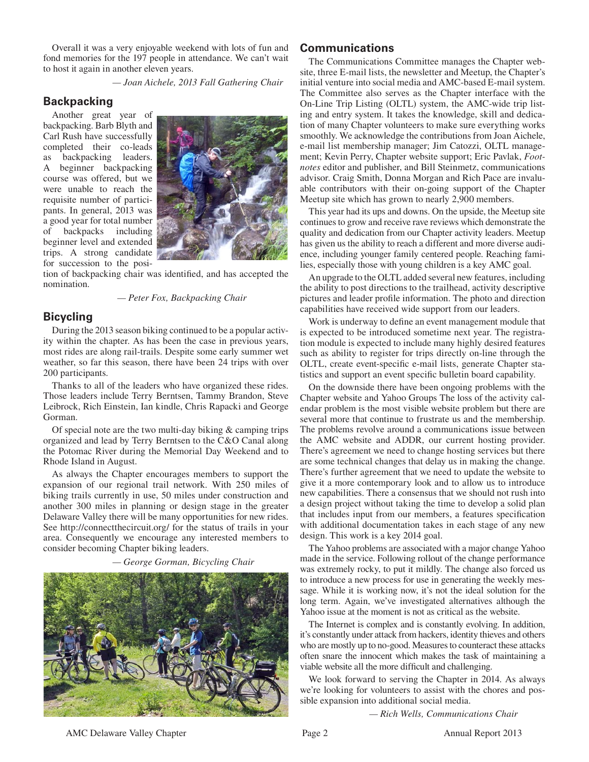Overall it was a very enjoyable weekend with lots of fun and fond memories for the 197 people in attendance. We can't wait to host it again in another eleven years.

*— Joan Aichele, 2013 Fall Gathering Chair*

## Backpacking

Another great year of backpacking. Barb Blyth and Carl Rush have successfully completed their co-leads as backpacking leaders. A beginner backpacking course was offered, but we were unable to reach the requisite number of participants. In general, 2013 was a good year for total number of backpacks including beginner level and extended trips. A strong candidate for succession to the position of backpacking chair was identified, and has accepted the nomination.

*— Peter Fox, Backpacking Chair*

## Bicycling

During the 2013 season biking continued to be a popular activity within the chapter. As has been the case in previous years, most rides are along rail-trails. Despite some early summer wet weather, so far this season, there have been 24 trips with over 200 participants.

Thanks to all of the leaders who have organized these rides. Those leaders include Terry Berntsen, Tammy Brandon, Steve Leibrock, Rich Einstein, Ian kindle, Chris Rapacki and George Gorman.

Of special note are the two multi-day biking & camping trips organized and lead by Terry Berntsen to the C&O Canal along the Potomac River during the Memorial Day Weekend and to Rhode Island in August.

As always the Chapter encourages members to support the expansion of our regional trail network. With 250 miles of biking trails currently in use, 50 miles under construction and another 300 miles in planning or design stage in the greater Delaware Valley there will be many opportunities for new rides. See http://connectthecircuit.org/ for the status of trails in your area. Consequently we encourage any interested members to consider becoming Chapter biking leaders.

*— George Gorman, Bicycling Chair*

## Communications

The Communications Committee manages the Chapter website, three E-mail lists, the newsletter and Meetup, the Chapter's initial venture into social media and AMC-based E-mail system. The Committee also serves as the Chapter interface with the On-Line Trip Listing (OLTL) system, the AMC-wide trip listing and entry system. It takes the knowledge, skill and dedication of many Chapter volunteers to make sure everything works smoothly. We acknowledge the contributions from Joan Aichele, e-mail list membership manager; Jim Catozzi, OLTL management; Kevin Perry, Chapter website support; Eric Pavlak, *Footnotes* editor and publisher, and Bill Steinmetz, communications advisor. Craig Smith, Donna Morgan and Rich Pace are invaluable contributors with their on-going support of the Chapter Meetup site which has grown to nearly 2,900 members.

This year had its ups and downs. On the upside, the Meetup site continues to grow and receive rave reviews which demonstrate the quality and dedication from our Chapter activity leaders. Meetup has given us the ability to reach a different and more diverse audience, including younger family centered people. Reaching families, especially those with young children is a key AMC goal.

An upgrade to the OLTL added several new features, including the ability to post directions to the trailhead, activity descriptive pictures and leader profile information. The photo and direction capabilities have received wide support from our leaders.

Work is underway to define an event management module that is expected to be introduced sometime next year. The registration module is expected to include many highly desired features such as ability to register for trips directly on-line through the OLTL, create event-specific e-mail lists, generate Chapter statistics and support an event specific bulletin board capability.

On the downside there have been ongoing problems with the Chapter website and Yahoo Groups The loss of the activity calendar problem is the most visible website problem but there are several more that continue to frustrate us and the membership. The problems revolve around a communications issue between the AMC website and ADDR, our current hosting provider. There's agreement we need to change hosting services but there are some technical changes that delay us in making the change. There's further agreement that we need to update the website to give it a more contemporary look and to allow us to introduce new capabilities. There a consensus that we should not rush into a design project without taking the time to develop a solid plan that includes input from our members, a features specification with additional documentation takes in each stage of any new design. This work is a key 2014 goal.

The Yahoo problems are associated with a major change Yahoo made in the service. Following rollout of the change performance was extremely rocky, to put it mildly. The change also forced us to introduce a new process for use in generating the weekly message. While it is working now, it's not the ideal solution for the long term. Again, we've investigated alternatives although the Yahoo issue at the moment is not as critical as the website.

The Internet is complex and is constantly evolving. In addition, it's constantly under attack from hackers, identity thieves and others who are mostly up to no-good. Measures to counteract these attacks often snare the innocent which makes the task of maintaining a viable website all the more difficult and challenging.

We look forward to serving the Chapter in 2014. As always we're looking for volunteers to assist with the chores and possible expansion into additional social media.

*— Rich Wells, Communications Chair*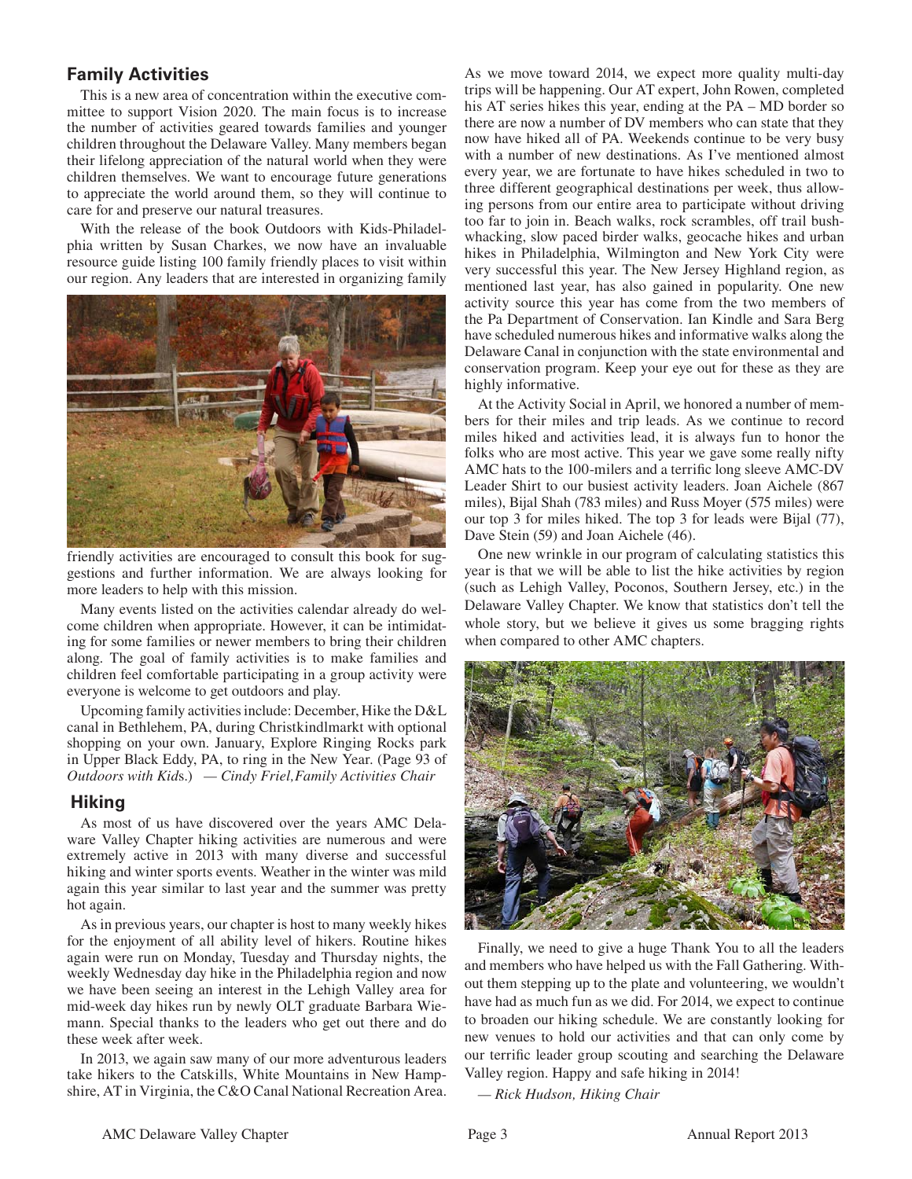## Family Activities

This is a new area of concentration within the executive committee to support Vision 2020. The main focus is to increase the number of activities geared towards families and younger children throughout the Delaware Valley. Many members began their lifelong appreciation of the natural world when they were children themselves. We want to encourage future generations to appreciate the world around them, so they will continue to care for and preserve our natural treasures.

With the release of the book Outdoors with Kids-Philadelphia written by Susan Charkes, we now have an invaluable resource guide listing 100 family friendly places to visit within our region. Any leaders that are interested in organizing family friendly activities are encouraged to consult this book for suggestions and further information. We are always looking for more leaders to help with this mission.

Many events listed on the activities calendar already do welcome children when appropriate. However, it can be intimidating for some families or newer members to bring their children along. The goal of family activities is to make families and children feel comfortable participating in a group activity were everyone is welcome to get outdoors and play.

Upcoming family activities include: December, Hike the D&L canal in Bethlehem, PA, during Christkindlmarkt with optional shopping on your own. January, Explore Ringing Rocks park in Upper Black Eddy, PA, to ring in the New Year. (Page 93 of *Outdoors with Kid*s.) *— Cindy Friel,Family Activities Chair*

## Hiking

As most of us have discovered over the years AMC Delaware Valley Chapter hiking activities are numerous and were extremely active in 2013 with many diverse and successful hiking and winter sports events. Weather in the winter was mild again this year similar to last year and the summer was pretty hot again.

As in previous years, our chapter is host to many weekly hikes for the enjoyment of all ability level of hikers. Routine hikes again were run on Monday, Tuesday and Thursday nights, the weekly Wednesday day hike in the Philadelphia region and now we have been seeing an interest in the Lehigh Valley area for mid-week day hikes run by newly OLT graduate Barbara Wiemann. Special thanks to the leaders who get out there and do these week after week.

In 2013, we again saw many of our more adventurous leaders take hikers to the Catskills, White Mountains in New Hampshire, AT in Virginia, the C&O Canal National Recreation Area. As we move toward 2014, we expect more quality multi-day trips will be happening. Our AT expert, John Rowen, completed his AT series hikes this year, ending at the PA – MD border so there are now a number of DV members who can state that they now have hiked all of PA. Weekends continue to be very busy with a number of new destinations. As I've mentioned almost every year, we are fortunate to have hikes scheduled in two to three different geographical destinations per week, thus allowing persons from our entire area to participate without driving too far to join in. Beach walks, rock scrambles, off trail bushwhacking, slow paced birder walks, geocache hikes and urban hikes in Philadelphia, Wilmington and New York City were very successful this year. The New Jersey Highland region, as mentioned last year, has also gained in popularity. One new activity source this year has come from the two members of the Pa Department of Conservation. Ian Kindle and Sara Berg have scheduled numerous hikes and informative walks along the Delaware Canal in conjunction with the state environmental and conservation program. Keep your eye out for these as they are highly informative.

At the Activity Social in April, we honored a number of members for their miles and trip leads. As we continue to record miles hiked and activities lead, it is always fun to honor the folks who are most active. This year we gave some really nifty AMC hats to the 100-milers and a terrific long sleeve AMC-DV Leader Shirt to our busiest activity leaders. Joan Aichele (867 miles), Bijal Shah (783 miles) and Russ Moyer (575 miles) were our top 3 for miles hiked. The top 3 for leads were Bijal (77), Dave Stein (59) and Joan Aichele (46).

One new wrinkle in our program of calculating statistics this year is that we will be able to list the hike activities by region (such as Lehigh Valley, Poconos, Southern Jersey, etc.) in the Delaware Valley Chapter. We know that statistics don't tell the whole story, but we believe it gives us some bragging rights when compared to other AMC chapters.

Finally, we need to give a huge Thank You to all the leaders and members who have helped us with the Fall Gathering. Without them stepping up to the plate and volunteering, we wouldn't have had as much fun as we did. For 2014, we expect to continue to broaden our hiking schedule. We are constantly looking for new venues to hold our activities and that can only come by our terrific leader group scouting and searching the Delaware Valley region. Happy and safe hiking in 2014!

*— Rick Hudson, Hiking Chair*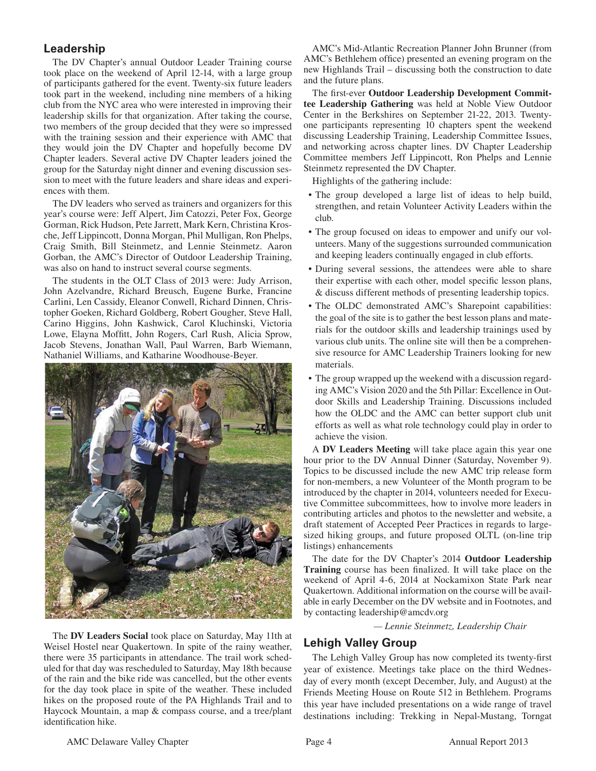## Leadership

The DV Chapter's annual Outdoor Leader Training course took place on the weekend of April 12-14, with a large group of participants gathered for the event. Twenty-six future leaders took part in the weekend, including nine members of a hiking club from the NYC area who were interested in improving their leadership skills for that organization. After taking the course, two members of the group decided that they were so impressed with the training session and their experience with AMC that they would join the DV Chapter and hopefully become DV Chapter leaders. Several active DV Chapter leaders joined the group for the Saturday night dinner and evening discussion session to meet with the future leaders and share ideas and experiences with them.

The DV leaders who served as trainers and organizers for this year's course were: Jeff Alpert, Jim Catozzi, Peter Fox, George Gorman, Rick Hudson, Pete Jarrett, Mark Kern, Christina Krosche, Jeff Lippincott, Donna Morgan, Phil Mulligan, Ron Phelps, Craig Smith, Bill Steinmetz, and Lennie Steinmetz. Aaron Gorban, the AMC's Director of Outdoor Leadership Training, was also on hand to instruct several course segments.

The students in the OLT Class of 2013 were: Judy Arrison, John Azelvandre, Richard Breusch, Eugene Burke, Francine Carlini, Len Cassidy, Eleanor Conwell, Richard Dinnen, Christopher Goeken, Richard Goldberg, Robert Gougher, Steve Hall, Carino Higgins, John Kashwick, Carol Kluchinski, Victoria Lowe, Elayna Moffitt, John Rogers, Carl Rush, Alicia Sprow, Jacob Stevens, Jonathan Wall, Paul Warren, Barb Wiemann, Nathaniel Williams, and Katharine Woodhouse-Beyer.

The **DV Leaders Social** took place on Saturday, May 11th at Weisel Hostel near Quakertown. In spite of the rainy weather, there were 35 participants in attendance. The trail work scheduled for that day was rescheduled to Saturday, May 18th because of the rain and the bike ride was cancelled, but the other events for the day took place in spite of the weather. These included hikes on the proposed route of the PA Highlands Trail and to Haycock Mountain, a map & compass course, and a tree/plant identification hike.

AMC's Mid-Atlantic Recreation Planner John Brunner (from AMC's Bethlehem office) presented an evening program on the new Highlands Trail – discussing both the construction to date and the future plans.

The first-ever **Outdoor Leadership Development Committee Leadership Gathering** was held at Noble View Outdoor Center in the Berkshires on September 21-22, 2013. Twenty-one participants representing 10 chapters spent the weekend discussing Leadership Training, Leadership Committee Issues, and networking across chapter lines. DV Chapter Leadership Committee members Jeff Lippincott, Ron Phelps and Lennie Steinmetz represented the DV Chapter.

Highlights of the gathering include:

- The group developed a large list of ideas to help build, strengthen, and retain Volunteer Activity Leaders within the club.
- The group focused on ideas to empower and unify our volunteers. Many of the suggestions surrounded communication and keeping leaders continually engaged in club efforts.
- During several sessions, the attendees were able to share their expertise with each other, model specific lesson plans, & discuss different methods of presenting leadership topics.
- The OLDC demonstrated AMC's Sharepoint capabilities: the goal of the site is to gather the best lesson plans and materials for the outdoor skills and leadership trainings used by various club units. The online site will then be a comprehensive resource for AMC Leadership Trainers looking for new materials.
- The group wrapped up the weekend with a discussion regarding AMC's Vision 2020 and the 5th Pillar: Excellence in Outdoor Skills and Leadership Training. Discussions included how the OLDC and the AMC can better support club unit efforts as well as what role technology could play in order to achieve the vision.

A **DV Leaders Meeting** will take place again this year one hour prior to the DV Annual Dinner (Saturday, November 9). Topics to be discussed include the new AMC trip release form for non-members, a new Volunteer of the Month program to be introduced by the chapter in 2014, volunteers needed for Executive Committee subcommittees, how to involve more leaders in contributing articles and photos to the newsletter and website, a draft statement of Accepted Peer Practices in regards to large-sized hiking groups, and future proposed OLTL (on-line trip listings) enhancements

The date for the DV Chapter's 2014 **Outdoor Leadership Training** course has been finalized. It will take place on the weekend of April 4-6, 2014 at Nockamixon State Park near Quakertown. Additional information on the course will be available in early December on the DV website and in Footnotes, and by contacting leadership@amcdv.org

*— Lennie Steinmetz, Leadership Chair*

## Lehigh Valley Group

The Lehigh Valley Group has now completed its twenty-first year of existence. Meetings take place on the third Wednesday of every month (except December, July, and August) at the Friends Meeting House on Route 512 in Bethlehem. Programs this year have included presentations on a wide range of travel destinations including: Trekking in Nepal-Mustang, Torngat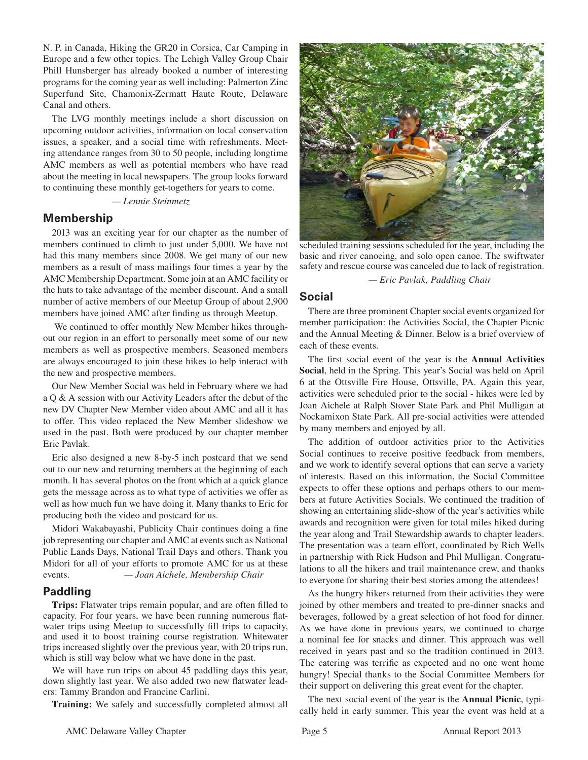N. P. in Canada, Hiking the GR20 in Corsica, Car Camping in Europe and a few other topics. The Lehigh Valley Group Chair Phill Hunsberger has already booked a number of interesting programs for the coming year as well including: Palmerton Zinc Superfund Site, Chamonix-Zermatt Haute Route, Delaware Canal and others.

The LVG monthly meetings include a short discussion on upcoming outdoor activities, information on local conservation issues, a speaker, and a social time with refreshments. Meeting attendance ranges from 30 to 50 people, including longtime AMC members as well as potential members who have read about the meeting in local newspapers. The group looks forward to continuing these monthly get-togethers for years to come.

*— Lennie Steinmetz*

## Membership

2013 was an exciting year for our chapter as the number of members continued to climb to just under 5,000. We have not had this many members since 2008. We get many of our new members as a result of mass mailings four times a year by the AMC Membership Department. Some join at an AMC facility or the huts to take advantage of the member discount. And a small number of active members of our Meetup Group of about 2,900 members have joined AMC after finding us through Meetup.

We continued to offer monthly New Member hikes throughout our region in an effort to personally meet some of our new members as well as prospective members. Seasoned members are always encouraged to join these hikes to help interact with the new and prospective members.

Our New Member Social was held in February where we had a Q & A session with our Activity Leaders after the debut of the new DV Chapter New Member video about AMC and all it has to offer. This video replaced the New Member slideshow we used in the past. Both were produced by our chapter member Eric Pavlak.

Eric also designed a new 8-by-5 inch postcard that we send out to our new and returning members at the beginning of each month. It has several photos on the front which at a quick glance gets the message across as to what type of activities we offer as well as how much fun we have doing it. Many thanks to Eric for producing both the video and postcard for us.

Midori Wakabayashi, Publicity Chair continues doing a fine job representing our chapter and AMC at events such as National Public Lands Days, National Trail Days and others. Thank you Midori for all of your efforts to promote AMC for us at these events. *— Joan Aichele, Membership Chair*

## Paddling

**Trips:** Flatwater trips remain popular, and are often filled to capacity. For four years, we have been running numerous flatwater trips using Meetup to successfully fill trips to capacity, and used it to boost training course registration. Whitewater trips increased slightly over the previous year, with 20 trips run, which is still way below what we have done in the past.

We will have run trips on about 45 paddling days this year, down slightly last year. We also added two new flatwater leaders: Tammy Brandon and Francine Carlini.

**Training:** We safely and successfully completed almost all scheduled training sessions scheduled for the year, including the basic and river canoeing, and solo open canoe. The swiftwater safety and rescue course was canceled due to lack of registration.

*— Eric Pavlak, Paddling Chair*

## Social

There are three prominent Chapter social events organized for member participation: the Activities Social, the Chapter Picnic and the Annual Meeting & Dinner. Below is a brief overview of each of these events.

The first social event of the year is the **Annual Activities Social**, held in the Spring. This year's Social was held on April 6 at the Ottsville Fire House, Ottsville, PA. Again this year, activities were scheduled prior to the social - hikes were led by Joan Aichele at Ralph Stover State Park and Phil Mulligan at Nockamixon State Park. All pre-social activities were attended by many members and enjoyed by all.

The addition of outdoor activities prior to the Activities Social continues to receive positive feedback from members, and we work to identify several options that can serve a variety of interests. Based on this information, the Social Committee expects to offer these options and perhaps others to our members at future Activities Socials. We continued the tradition of showing an entertaining slide-show of the year's activities while awards and recognition were given for total miles hiked during the year along and Trail Stewardship awards to chapter leaders. The presentation was a team effort, coordinated by Rich Wells in partnership with Rick Hudson and Phil Mulligan. Congratulations to all the hikers and trail maintenance crew, and thanks to everyone for sharing their best stories among the attendees!

As the hungry hikers returned from their activities they were joined by other members and treated to pre-dinner snacks and beverages, followed by a great selection of hot food for dinner. As we have done in previous years, we continued to charge a nominal fee for snacks and dinner. This approach was well received in years past and so the tradition continued in 2013. The catering was terrific as expected and no one went home hungry! Special thanks to the Social Committee Members for their support on delivering this great event for the chapter.

The next social event of the year is the **Annual Picnic**, typically held in early summer. This year the event was held at a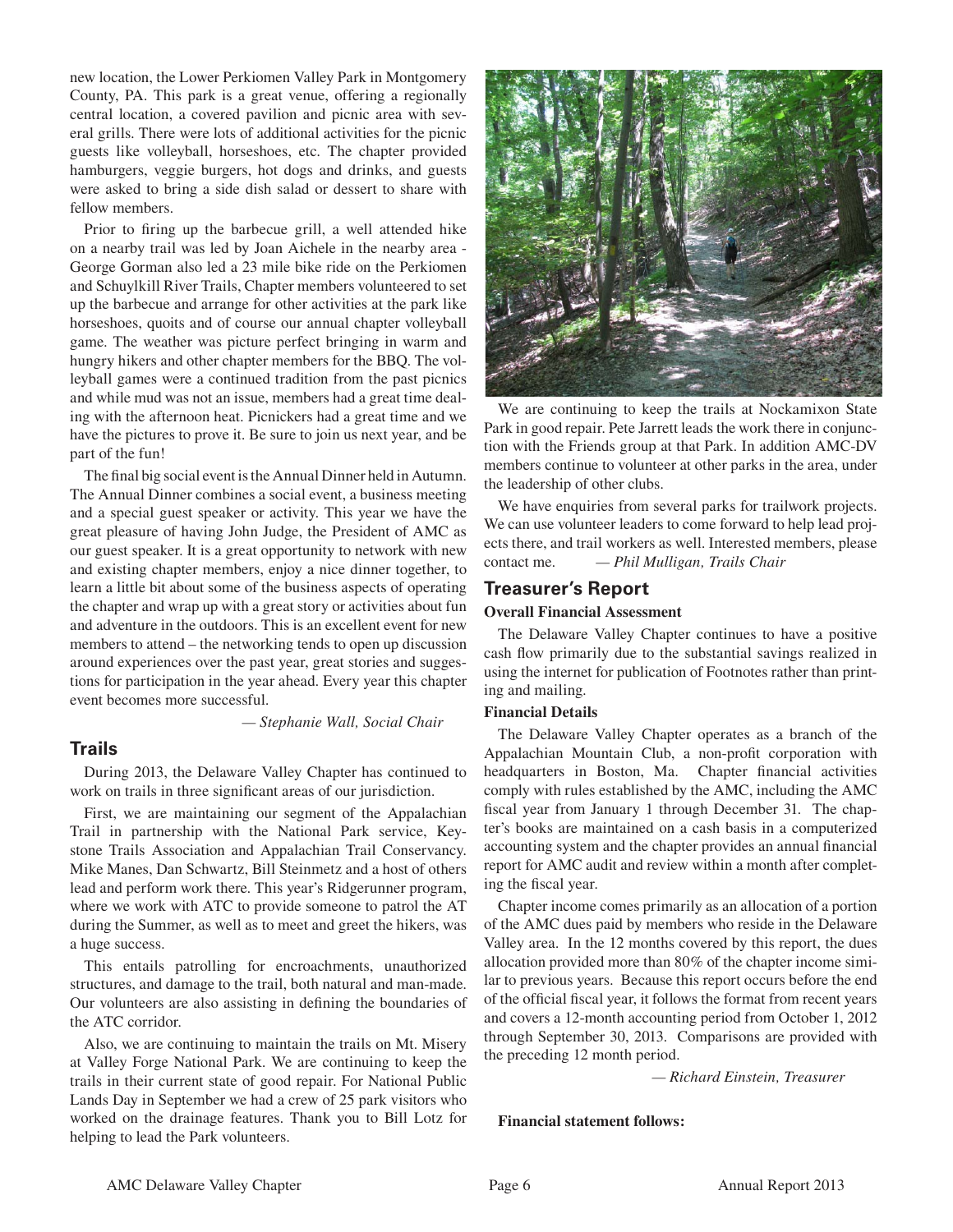new location, the Lower Perkiomen Valley Park in Montgomery County, PA. This park is a great venue, offering a regionally central location, a covered pavilion and picnic area with several grills. There were lots of additional activities for the picnic guests like volleyball, horseshoes, etc. The chapter provided hamburgers, veggie burgers, hot dogs and drinks, and guests were asked to bring a side dish salad or dessert to share with fellow members.

Prior to firing up the barbecue grill, a well attended hike on a nearby trail was led by Joan Aichele in the nearby area - George Gorman also led a 23 mile bike ride on the Perkiomen and Schuylkill River Trails, Chapter members volunteered to set up the barbecue and arrange for other activities at the park like horseshoes, quoits and of course our annual chapter volleyball game. The weather was picture perfect bringing in warm and hungry hikers and other chapter members for the BBQ. The volleyball games were a continued tradition from the past picnics and while mud was not an issue, members had a great time dealing with the afternoon heat. Picnickers had a great time and we have the pictures to prove it. Be sure to join us next year, and be part of the fun!

The final big social event is the Annual Dinner held in Autumn. The Annual Dinner combines a social event, a business meeting and a special guest speaker or activity. This year we have the great pleasure of having John Judge, the President of AMC as our guest speaker. It is a great opportunity to network with new and existing chapter members, enjoy a nice dinner together, to learn a little bit about some of the business aspects of operating the chapter and wrap up with a great story or activities about fun and adventure in the outdoors. This is an excellent event for new members to attend – the networking tends to open up discussion around experiences over the past year, great stories and suggestions for participation in the year ahead. Every year this chapter event becomes more successful.

*— Stephanie Wall, Social Chair*

## Trails

During 2013, the Delaware Valley Chapter has continued to work on trails in three significant areas of our jurisdiction.

First, we are maintaining our segment of the Appalachian Trail in partnership with the National Park service, Keystone Trails Association and Appalachian Trail Conservancy. Mike Manes, Dan Schwartz, Bill Steinmetz and a host of others lead and perform work there. This year's Ridgerunner program, where we work with ATC to provide someone to patrol the AT during the Summer, as well as to meet and greet the hikers, was a huge success.

This entails patrolling for encroachments, unauthorized structures, and damage to the trail, both natural and man-made. Our volunteers are also assisting in defining the boundaries of the ATC corridor.

Also, we are continuing to maintain the trails on Mt. Misery at Valley Forge National Park. We are continuing to keep the trails in their current state of good repair. For National Public Lands Day in September we had a crew of 25 park visitors who worked on the drainage features. Thank you to Bill Lotz for helping to lead the Park volunteers.

We are continuing to keep the trails at Nockamixon State Park in good repair. Pete Jarrett leads the work there in conjunction with the Friends group at that Park. In addition AMC-DV members continue to volunteer at other parks in the area, under the leadership of other clubs.

We have enquiries from several parks for trailwork projects. We can use volunteer leaders to come forward to help lead projects there, and trail workers as well. Interested members, please contact me. *— Phil Mulligan, Trails Chair*

## Treasurer's Report

### Overall Financial Assessment

The Delaware Valley Chapter continues to have a positive cash flow primarily due to the substantial savings realized in using the internet for publication of Footnotes rather than printing and mailing.

### Financial Details

The Delaware Valley Chapter operates as a branch of the Appalachian Mountain Club, a non-profit corporation with headquarters in Boston, Ma. Chapter financial activities comply with rules established by the AMC, including the AMC fiscal year from January 1 through December 31. The chapter's books are maintained on a cash basis in a computerized accounting system and the chapter provides an annual financial report for AMC audit and review within a month after completing the fiscal year.

Chapter income comes primarily as an allocation of a portion of the AMC dues paid by members who reside in the Delaware Valley area. In the 12 months covered by this report, the dues allocation provided more than 80% of the chapter income similar to previous years. Because this report occurs before the end of the official fiscal year, it follows the format from recent years and covers a 12-month accounting period from October 1, 2012 through September 30, 2013. Comparisons are provided with the preceding 12 month period.

*— Richard Einstein, Treasurer*

**Financial statement follows:**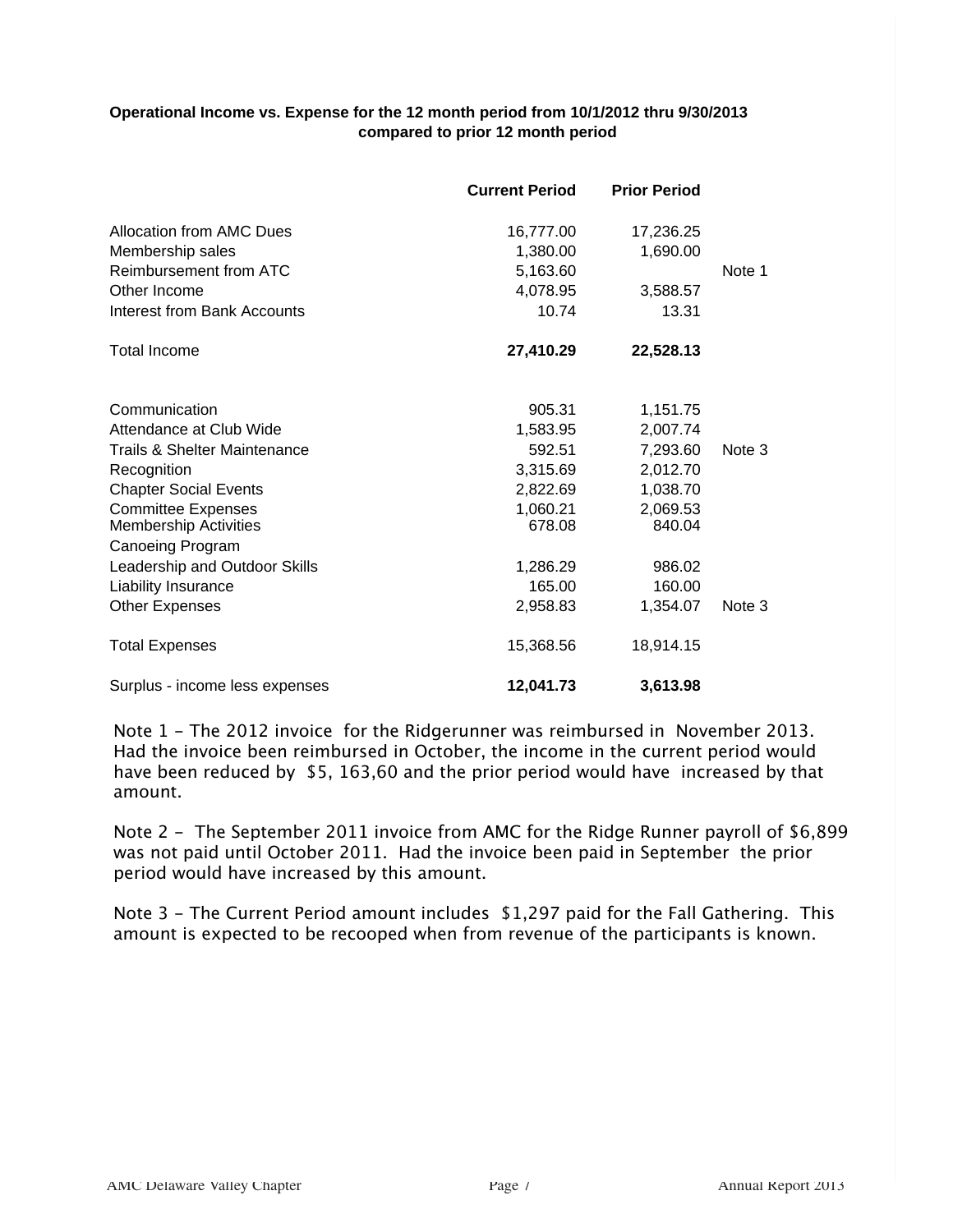**Operational Income vs. Expense for the 12 month period from 10/1/2012 thru 9/30/2013 compared to prior 12 month period**

| | **Current Period** | **Prior Period** | |
|---|---|---|---|
| Allocation from AMC Dues | 16,777.00 | 17,236.25 | |
| Membership sales | 1,380.00 | 1,690.00 | |
| Reimbursement from ATC | 5,163.60 | | Note 1 |
| Other Income | 4,078.95 | 3,588.57 | |
| Interest from Bank Accounts | 10.74 | 13.31 | |
| Total Income | **27,410.29** | **22,528.13** | |
| | | | |
| Communication | 905.31 | 1,151.75 | |
| Attendance at Club Wide | 1,583.95 | 2,007.74 | |
| Trails & Shelter Maintenance | 592.51 | 7,293.60 | Note 3 |
| Recognition | 3,315.69 | 2,012.70 | |
| Chapter Social Events | 2,822.69 | 1,038.70 | |
| Committee Expenses | 1,060.21 | 2,069.53 | |
| Membership Activities | 678.08 | 840.04 | |
| Canoeing Program | | | |
| Leadership and Outdoor Skills | 1,286.29 | 986.02 | |
| Liability Insurance | 165.00 | 160.00 | |
| Other Expenses | 2,958.83 | 1,354.07 | Note 3 |
| Total Expenses | 15,368.56 | 18,914.15 | |
| Surplus - income less expenses | **12,041.73** | **3,613.98** | |

Note 1 – The 2012 invoice for the Ridgerunner was reimbursed in November 2013. Had the invoice been reimbursed in October, the income in the current period would have been reduced by $5, 163,60 and the prior period would have increased by that amount.

Note 2 – The September 2011 invoice from AMC for the Ridge Runner payroll of $6,899 was not paid until October 2011. Had the invoice been paid in September the prior period would have increased by this amount.

Note 3 – The Current Period amount includes $1,297 paid for the Fall Gathering. This amount is expected to be recooped when from revenue of the participants is known.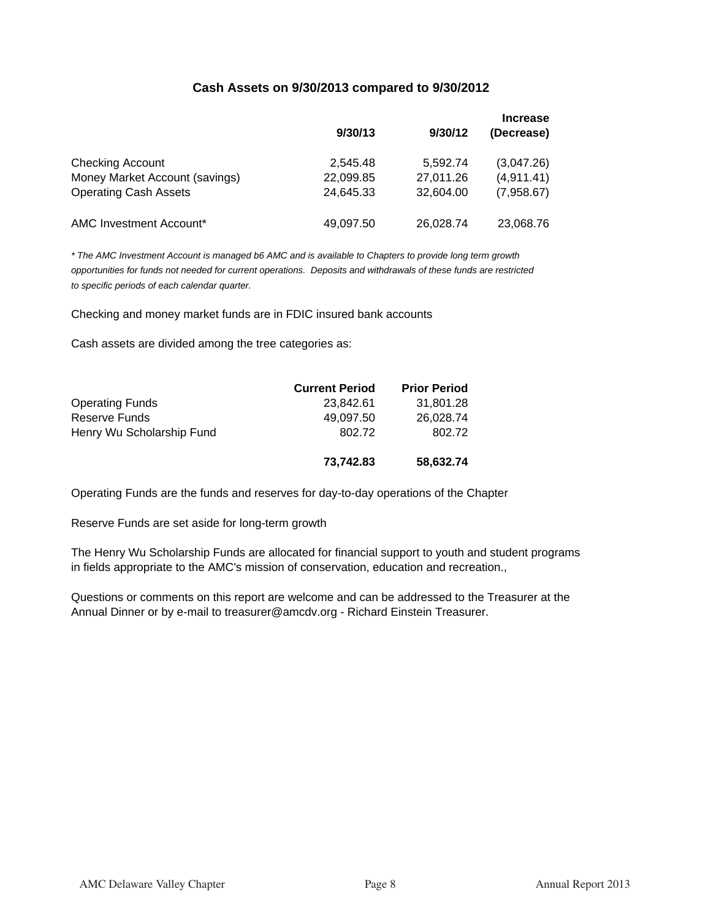### Cash Assets on 9/30/2013 compared to 9/30/2012

| | 9/30/13 | 9/30/12 | Increase (Decrease) |
|---|---|---|---|
| Checking Account | 2,545.48 | 5,592.74 | (3,047.26) |
| Money Market Account (savings) | 22,099.85 | 27,011.26 | (4,911.41) |
| Operating Cash Assets | 24,645.33 | 32,604.00 | (7,958.67) |
| | | | |
| AMC Investment Account* | 49,097.50 | 26,028.74 | 23,068.76 |

*\* The AMC Investment Account is managed b6 AMC and is available to Chapters to provide long term growth opportunities for funds not needed for current operations. Deposits and withdrawals of these funds are restricted to specific periods of each calendar quarter.*

Checking and money market funds are in FDIC insured bank accounts

Cash assets are divided among the tree categories as:

| | Current Period | Prior Period |
|---|---|---|
| Operating Funds | 23,842.61 | 31,801.28 |
| Reserve Funds | 49,097.50 | 26,028.74 |
| Henry Wu Scholarship Fund | 802.72 | 802.72 |
| | **73,742.83** | **58,632.74** |

Operating Funds are the funds and reserves for day-to-day operations of the Chapter

Reserve Funds are set aside for long-term growth

The Henry Wu Scholarship Funds are allocated for financial support to youth and student programs in fields appropriate to the AMC's mission of conservation, education and recreation.,

Questions or comments on this report are welcome and can be addressed to the Treasurer at the Annual Dinner or by e-mail to treasurer@amcdv.org - Richard Einstein Treasurer.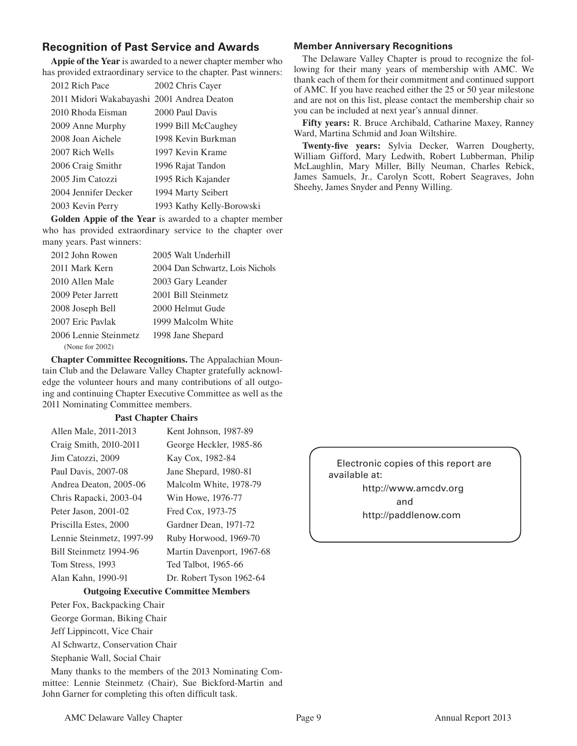## Recognition of Past Service and Awards

**Appie of the Year** is awarded to a newer chapter member who has provided extraordinary service to the chapter. Past winners:

| | |
|---|---|
| 2012 Rich Pace | 2002 Chris Cayer |
| 2011 Midori Wakabayashi | 2001 Andrea Deaton |
| 2010 Rhoda Eisman | 2000 Paul Davis |
| 2009 Anne Murphy | 1999 Bill McCaughey |
| 2008 Joan Aichele | 1998 Kevin Burkman |
| 2007 Rich Wells | 1997 Kevin Krame |
| 2006 Craig Smithr | 1996 Rajat Tandon |
| 2005 Jim Catozzi | 1995 Rich Kajander |
| 2004 Jennifer Decker | 1994 Marty Seibert |
| 2003 Kevin Perry | 1993 Kathy Kelly-Borowski |

**Golden Appie of the Year** is awarded to a chapter member who has provided extraordinary service to the chapter over many years. Past winners:

| | |
|---|---|
| 2012 John Rowen | 2005 Walt Underhill |
| 2011 Mark Kern | 2004 Dan Schwartz, Lois Nichols |
| 2010 Allen Male | 2003 Gary Leander |
| 2009 Peter Jarrett | 2001 Bill Steinmetz |
| 2008 Joseph Bell | 2000 Helmut Gude |
| 2007 Eric Pavlak | 1999 Malcolm White |
| 2006 Lennie Steinmetz | 1998 Jane Shepard |
| (None for 2002) | |

**Chapter Committee Recognitions.** The Appalachian Mountain Club and the Delaware Valley Chapter gratefully acknowledge the volunteer hours and many contributions of all outgoing and continuing Chapter Executive Committee as well as the 2011 Nominating Committee members.

**Past Chapter Chairs**

| | |
|---|---|
| Allen Male, 2011-2013 | Kent Johnson, 1987-89 |
| Craig Smith, 2010-2011 | George Heckler, 1985-86 |
| Jim Catozzi, 2009 | Kay Cox, 1982-84 |
| Paul Davis, 2007-08 | Jane Shepard, 1980-81 |
| Andrea Deaton, 2005-06 | Malcolm White, 1978-79 |
| Chris Rapacki, 2003-04 | Win Howe, 1976-77 |
| Peter Jason, 2001-02 | Fred Cox, 1973-75 |
| Priscilla Estes, 2000 | Gardner Dean, 1971-72 |
| Lennie Steinmetz, 1997-99 | Ruby Horwood, 1969-70 |
| Bill Steinmetz 1994-96 | Martin Davenport, 1967-68 |
| Tom Stress, 1993 | Ted Talbot, 1965-66 |
| Alan Kahn, 1990-91 | Dr. Robert Tyson 1962-64 |

**Outgoing Executive Committee Members**

Peter Fox, Backpacking Chair

George Gorman, Biking Chair

Jeff Lippincott, Vice Chair

Al Schwartz, Conservation Chair

Stephanie Wall, Social Chair

Many thanks to the members of the 2013 Nominating Committee: Lennie Steinmetz (Chair), Sue Bickford-Martin and John Garner for completing this often difficult task.

### Member Anniversary Recognitions

The Delaware Valley Chapter is proud to recognize the following for their many years of membership with AMC. We thank each of them for their commitment and continued support of AMC. If you have reached either the 25 or 50 year milestone and are not on this list, please contact the membership chair so you can be included at next year's annual dinner.

**Fifty years:** R. Bruce Archibald, Catharine Maxey, Ranney Ward, Martina Schmid and Joan Wiltshire.

**Twenty-five years:** Sylvia Decker, Warren Dougherty, William Gifford, Mary Ledwith, Robert Lubberman, Philip McLaughlin, Mary Miller, Billy Neuman, Charles Rebick, James Samuels, Jr., Carolyn Scott, Robert Seagraves, John Sheehy, James Snyder and Penny Willing.

Electronic copies of this report are available at:

http://www.amcdv.org

and

http://paddlenow.com